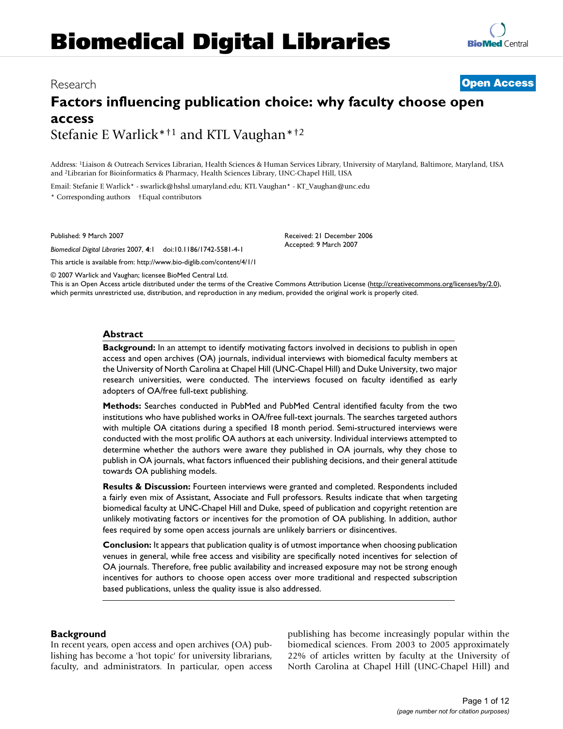# Biomedical Digital Libraries

Research

**Open Access**

## Factors influencing publication choice: why faculty choose open access

Stefanie E Warlick*†[1] and KTL Vaughan*†[2]

Address: [1]Liaison & Outreach Services Librarian, Health Sciences & Human Services Library, University of Maryland, Baltimore, Maryland, USA and [2]Librarian for Bioinformatics & Pharmacy, Health Sciences Library, UNC-Chapel Hill, USA

Email: Stefanie E Warlick* - swarlick@hshsl.umaryland.edu; KTL Vaughan* - KT_Vaughan@unc.edu

\* Corresponding authors †Equal contributors

Published: 9 March 2007

*Biomedical Digital Libraries* 2007, **4**:1 doi:10.1186/1742-5581-4-1

This article is available from: http://www.bio-diglib.com/content/4/1/1

Received: 21 December 2006
Accepted: 9 March 2007

© 2007 Warlick and Vaughan; licensee BioMed Central Ltd.
This is an Open Access article distributed under the terms of the Creative Commons Attribution License (http://creativecommons.org/licenses/by/2.0), which permits unrestricted use, distribution, and reproduction in any medium, provided the original work is properly cited.

### Abstract

**Background:** In an attempt to identify motivating factors involved in decisions to publish in open access and open archives (OA) journals, individual interviews with biomedical faculty members at the University of North Carolina at Chapel Hill (UNC-Chapel Hill) and Duke University, two major research universities, were conducted. The interviews focused on faculty identified as early adopters of OA/free full-text publishing.

**Methods:** Searches conducted in PubMed and PubMed Central identified faculty from the two institutions who have published works in OA/free full-text journals. The searches targeted authors with multiple OA citations during a specified 18 month period. Semi-structured interviews were conducted with the most prolific OA authors at each university. Individual interviews attempted to determine whether the authors were aware they published in OA journals, why they chose to publish in OA journals, what factors influenced their publishing decisions, and their general attitude towards OA publishing models.

**Results & Discussion:** Fourteen interviews were granted and completed. Respondents included a fairly even mix of Assistant, Associate and Full professors. Results indicate that when targeting biomedical faculty at UNC-Chapel Hill and Duke, speed of publication and copyright retention are unlikely motivating factors or incentives for the promotion of OA publishing. In addition, author fees required by some open access journals are unlikely barriers or disincentives.

**Conclusion:** It appears that publication quality is of utmost importance when choosing publication venues in general, while free access and visibility are specifically noted incentives for selection of OA journals. Therefore, free public availability and increased exposure may not be strong enough incentives for authors to choose open access over more traditional and respected subscription based publications, unless the quality issue is also addressed.

### Background

In recent years, open access and open archives (OA) publishing has become a 'hot topic' for university librarians, faculty, and administrators. In particular, open access publishing has become increasingly popular within the biomedical sciences. From 2003 to 2005 approximately 22% of articles written by faculty at the University of North Carolina at Chapel Hill (UNC-Chapel Hill) and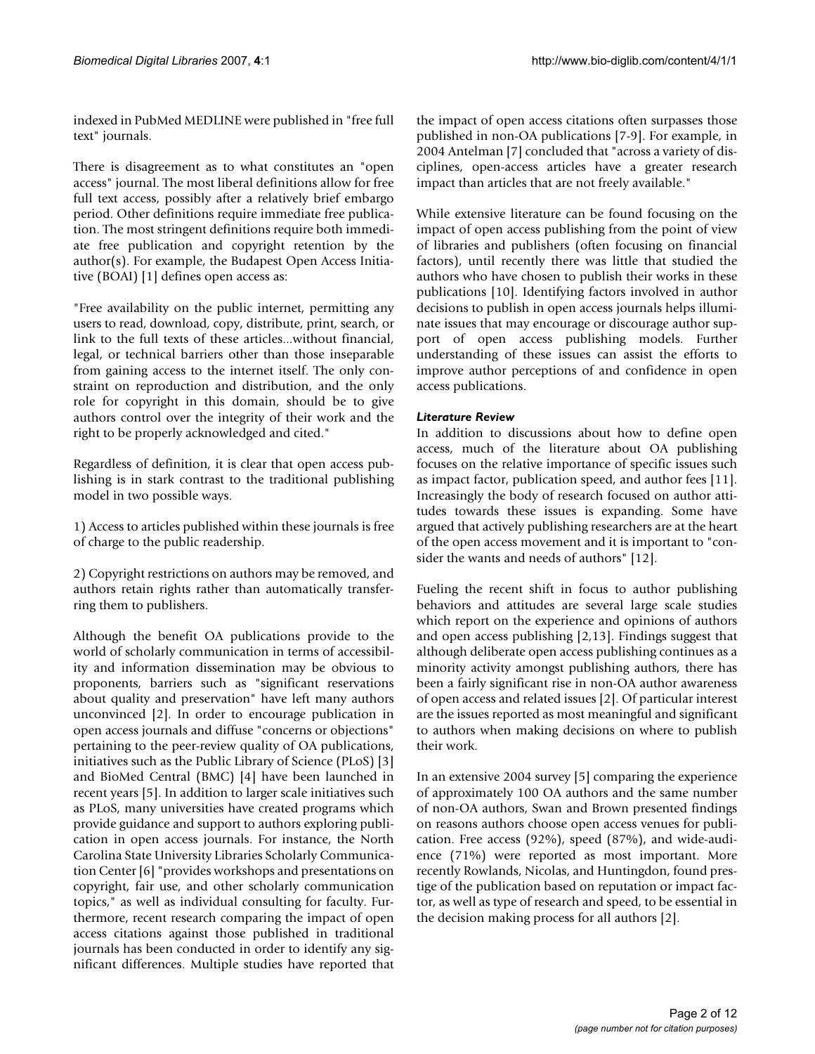indexed in PubMed MEDLINE were published in "free full text" journals.

There is disagreement as to what constitutes an "open access" journal. The most liberal definitions allow for free full text access, possibly after a relatively brief embargo period. Other definitions require immediate free publication. The most stringent definitions require both immediate free publication and copyright retention by the author(s). For example, the Budapest Open Access Initiative (BOAI) [1] defines open access as:

"Free availability on the public internet, permitting any users to read, download, copy, distribute, print, search, or link to the full texts of these articles...without financial, legal, or technical barriers other than those inseparable from gaining access to the internet itself. The only constraint on reproduction and distribution, and the only role for copyright in this domain, should be to give authors control over the integrity of their work and the right to be properly acknowledged and cited."

Regardless of definition, it is clear that open access publishing is in stark contrast to the traditional publishing model in two possible ways.

1) Access to articles published within these journals is free of charge to the public readership.

2) Copyright restrictions on authors may be removed, and authors retain rights rather than automatically transferring them to publishers.

Although the benefit OA publications provide to the world of scholarly communication in terms of accessibility and information dissemination may be obvious to proponents, barriers such as "significant reservations about quality and preservation" have left many authors unconvinced [2]. In order to encourage publication in open access journals and diffuse "concerns or objections" pertaining to the peer-review quality of OA publications, initiatives such as the Public Library of Science (PLoS) [3] and BioMed Central (BMC) [4] have been launched in recent years [5]. In addition to larger scale initiatives such as PLoS, many universities have created programs which provide guidance and support to authors exploring publication in open access journals. For instance, the North Carolina State University Libraries Scholarly Communication Center [6] "provides workshops and presentations on copyright, fair use, and other scholarly communication topics," as well as individual consulting for faculty. Furthermore, recent research comparing the impact of open access citations against those published in traditional journals has been conducted in order to identify any significant differences. Multiple studies have reported that the impact of open access citations often surpasses those published in non-OA publications [7-9]. For example, in 2004 Antelman [7] concluded that "across a variety of disciplines, open-access articles have a greater research impact than articles that are not freely available."

While extensive literature can be found focusing on the impact of open access publishing from the point of view of libraries and publishers (often focusing on financial factors), until recently there was little that studied the authors who have chosen to publish their works in these publications [10]. Identifying factors involved in author decisions to publish in open access journals helps illuminate issues that may encourage or discourage author support of open access publishing models. Further understanding of these issues can assist the efforts to improve author perceptions of and confidence in open access publications.

### *Literature Review*

In addition to discussions about how to define open access, much of the literature about OA publishing focuses on the relative importance of specific issues such as impact factor, publication speed, and author fees [11]. Increasingly the body of research focused on author attitudes towards these issues is expanding. Some have argued that actively publishing researchers are at the heart of the open access movement and it is important to "consider the wants and needs of authors" [12].

Fueling the recent shift in focus to author publishing behaviors and attitudes are several large scale studies which report on the experience and opinions of authors and open access publishing [2,13]. Findings suggest that although deliberate open access publishing continues as a minority activity amongst publishing authors, there has been a fairly significant rise in non-OA author awareness of open access and related issues [2]. Of particular interest are the issues reported as most meaningful and significant to authors when making decisions on where to publish their work.

In an extensive 2004 survey [5] comparing the experience of approximately 100 OA authors and the same number of non-OA authors, Swan and Brown presented findings on reasons authors choose open access venues for publication. Free access (92%), speed (87%), and wide-audience (71%) were reported as most important. More recently Rowlands, Nicolas, and Huntingdon, found prestige of the publication based on reputation or impact factor, as well as type of research and speed, to be essential in the decision making process for all authors [2].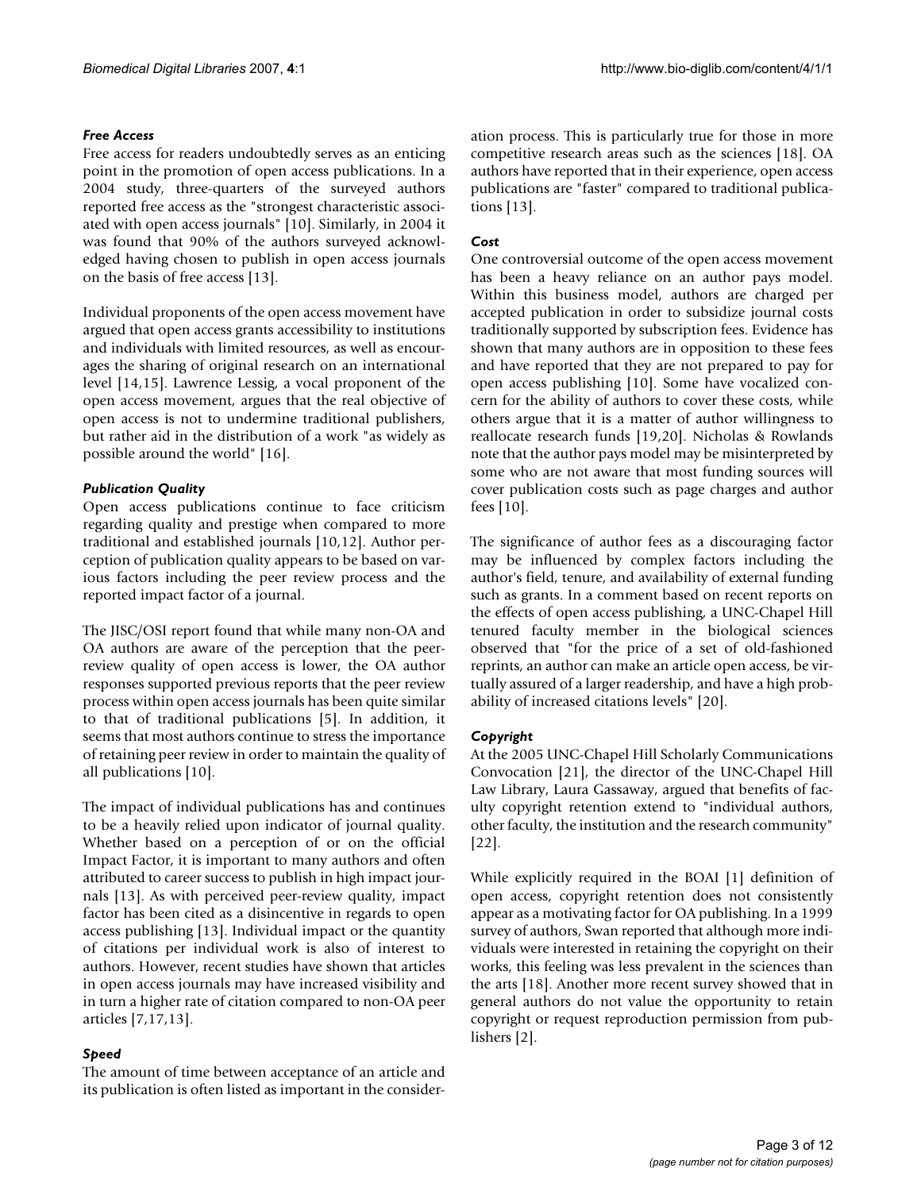### *Free Access*

Free access for readers undoubtedly serves as an enticing point in the promotion of open access publications. In a 2004 study, three-quarters of the surveyed authors reported free access as the "strongest characteristic associated with open access journals" [10]. Similarly, in 2004 it was found that 90% of the authors surveyed acknowledged having chosen to publish in open access journals on the basis of free access [13].

Individual proponents of the open access movement have argued that open access grants accessibility to institutions and individuals with limited resources, as well as encourages the sharing of original research on an international level [14,15]. Lawrence Lessig, a vocal proponent of the open access movement, argues that the real objective of open access is not to undermine traditional publishers, but rather aid in the distribution of a work "as widely as possible around the world" [16].

### *Publication Quality*

Open access publications continue to face criticism regarding quality and prestige when compared to more traditional and established journals [10,12]. Author perception of publication quality appears to be based on various factors including the peer review process and the reported impact factor of a journal.

The JISC/OSI report found that while many non-OA and OA authors are aware of the perception that the peer-review quality of open access is lower, the OA author responses supported previous reports that the peer review process within open access journals has been quite similar to that of traditional publications [5]. In addition, it seems that most authors continue to stress the importance of retaining peer review in order to maintain the quality of all publications [10].

The impact of individual publications has and continues to be a heavily relied upon indicator of journal quality. Whether based on a perception of or on the official Impact Factor, it is important to many authors and often attributed to career success to publish in high impact journals [13]. As with perceived peer-review quality, impact factor has been cited as a disincentive in regards to open access publishing [13]. Individual impact or the quantity of citations per individual work is also of interest to authors. However, recent studies have shown that articles in open access journals may have increased visibility and in turn a higher rate of citation compared to non-OA peer articles [7,17,13].

### *Speed*

The amount of time between acceptance of an article and its publication is often listed as important in the consideration process. This is particularly true for those in more competitive research areas such as the sciences [18]. OA authors have reported that in their experience, open access publications are "faster" compared to traditional publications [13].

### *Cost*

One controversial outcome of the open access movement has been a heavy reliance on an author pays model. Within this business model, authors are charged per accepted publication in order to subsidize journal costs traditionally supported by subscription fees. Evidence has shown that many authors are in opposition to these fees and have reported that they are not prepared to pay for open access publishing [10]. Some have vocalized concern for the ability of authors to cover these costs, while others argue that it is a matter of author willingness to reallocate research funds [19,20]. Nicholas & Rowlands note that the author pays model may be misinterpreted by some who are not aware that most funding sources will cover publication costs such as page charges and author fees [10].

The significance of author fees as a discouraging factor may be influenced by complex factors including the author's field, tenure, and availability of external funding such as grants. In a comment based on recent reports on the effects of open access publishing, a UNC-Chapel Hill tenured faculty member in the biological sciences observed that "for the price of a set of old-fashioned reprints, an author can make an article open access, be virtually assured of a larger readership, and have a high probability of increased citations levels" [20].

### *Copyright*

At the 2005 UNC-Chapel Hill Scholarly Communications Convocation [21], the director of the UNC-Chapel Hill Law Library, Laura Gassaway, argued that benefits of faculty copyright retention extend to "individual authors, other faculty, the institution and the research community" [22].

While explicitly required in the BOAI [1] definition of open access, copyright retention does not consistently appear as a motivating factor for OA publishing. In a 1999 survey of authors, Swan reported that although more individuals were interested in retaining the copyright on their works, this feeling was less prevalent in the sciences than the arts [18]. Another more recent survey showed that in general authors do not value the opportunity to retain copyright or request reproduction permission from publishers [2].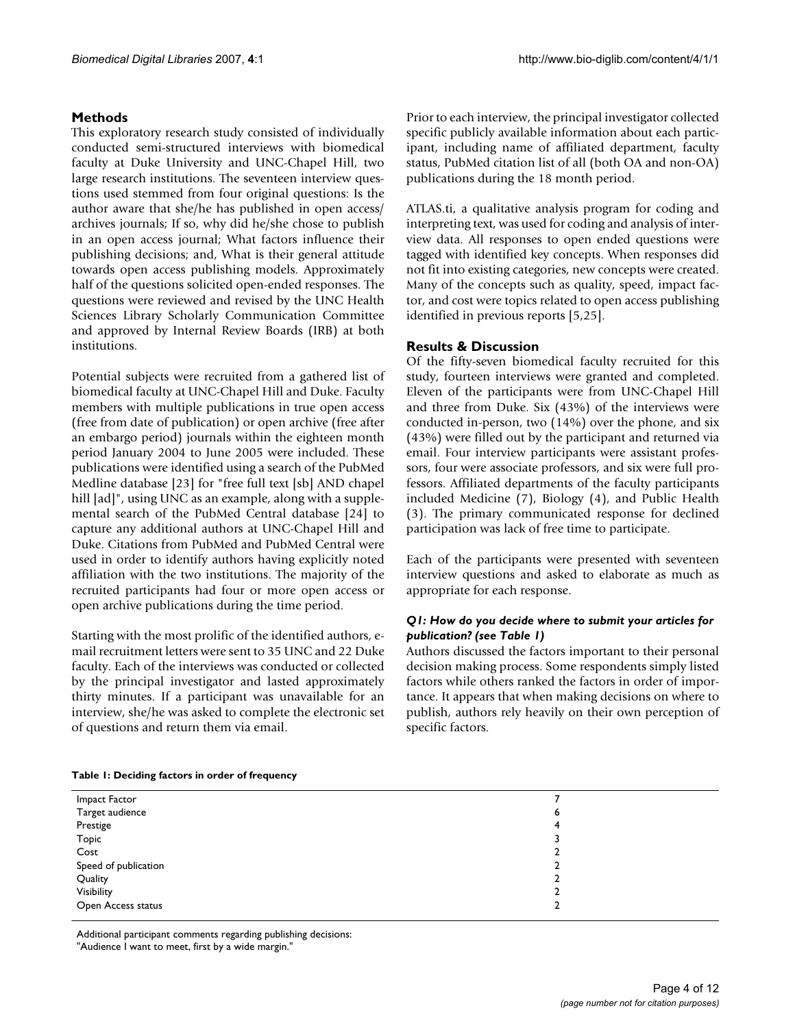## Methods

This exploratory research study consisted of individually conducted semi-structured interviews with biomedical faculty at Duke University and UNC-Chapel Hill, two large research institutions. The seventeen interview questions used stemmed from four original questions: Is the author aware that she/he has published in open access/ archives journals; If so, why did he/she chose to publish in an open access journal; What factors influence their publishing decisions; and, What is their general attitude towards open access publishing models. Approximately half of the questions solicited open-ended responses. The questions were reviewed and revised by the UNC Health Sciences Library Scholarly Communication Committee and approved by Internal Review Boards (IRB) at both institutions.

Potential subjects were recruited from a gathered list of biomedical faculty at UNC-Chapel Hill and Duke. Faculty members with multiple publications in true open access (free from date of publication) or open archive (free after an embargo period) journals within the eighteen month period January 2004 to June 2005 were included. These publications were identified using a search of the PubMed Medline database [23] for "free full text [sb] AND chapel hill [ad]", using UNC as an example, along with a supplemental search of the PubMed Central database [24] to capture any additional authors at UNC-Chapel Hill and Duke. Citations from PubMed and PubMed Central were used in order to identify authors having explicitly noted affiliation with the two institutions. The majority of the recruited participants had four or more open access or open archive publications during the time period.

Starting with the most prolific of the identified authors, e-mail recruitment letters were sent to 35 UNC and 22 Duke faculty. Each of the interviews was conducted or collected by the principal investigator and lasted approximately thirty minutes. If a participant was unavailable for an interview, she/he was asked to complete the electronic set of questions and return them via email.

Prior to each interview, the principal investigator collected specific publicly available information about each participant, including name of affiliated department, faculty status, PubMed citation list of all (both OA and non-OA) publications during the 18 month period.

ATLAS.ti, a qualitative analysis program for coding and interpreting text, was used for coding and analysis of interview data. All responses to open ended questions were tagged with identified key concepts. When responses did not fit into existing categories, new concepts were created. Many of the concepts such as quality, speed, impact factor, and cost were topics related to open access publishing identified in previous reports [5,25].

## Results & Discussion

Of the fifty-seven biomedical faculty recruited for this study, fourteen interviews were granted and completed. Eleven of the participants were from UNC-Chapel Hill and three from Duke. Six (43%) of the interviews were conducted in-person, two (14%) over the phone, and six (43%) were filled out by the participant and returned via email. Four interview participants were assistant professors, four were associate professors, and six were full professors. Affiliated departments of the faculty participants included Medicine (7), Biology (4), and Public Health (3). The primary communicated response for declined participation was lack of free time to participate.

Each of the participants were presented with seventeen interview questions and asked to elaborate as much as appropriate for each response.

### *Q1: How do you decide where to submit your articles for publication? (see Table 1)*

Authors discussed the factors important to their personal decision making process. Some respondents simply listed factors while others ranked the factors in order of importance. It appears that when making decisions on where to publish, authors rely heavily on their own perception of specific factors.

**Table 1: Deciding factors in order of frequency**

| | |
|---|---|
| Impact Factor | 7 |
| Target audience | 6 |
| Prestige | 4 |
| Topic | 3 |
| Cost | 2 |
| Speed of publication | 2 |
| Quality | 2 |
| Visibility | 2 |
| Open Access status | 2 |

Additional participant comments regarding publishing decisions:

"Audience I want to meet, first by a wide margin."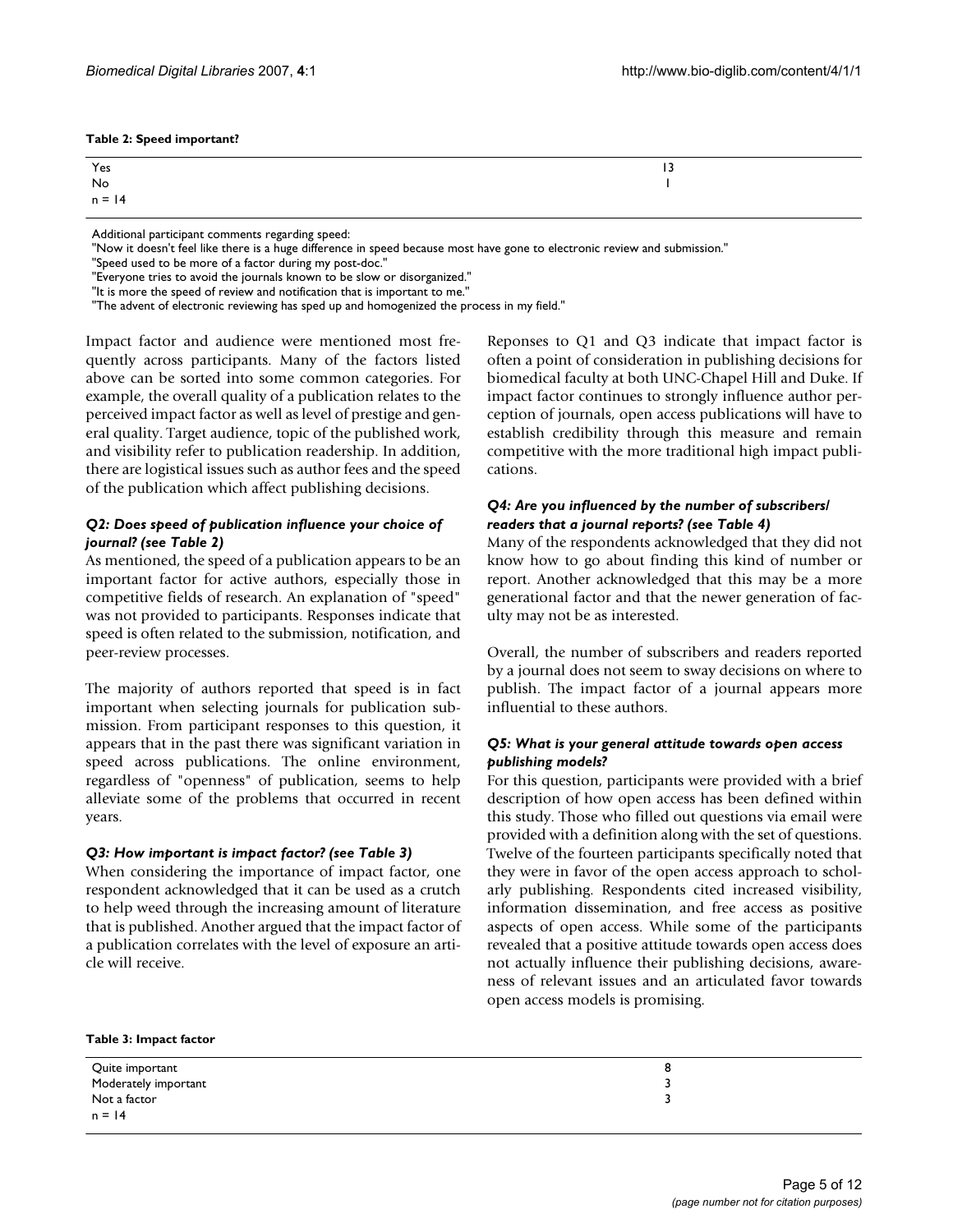**Table 2: Speed important?**

| | |
|---|---|
| Yes | 13 |
| No | 1 |
| n = 14 | |

Additional participant comments regarding speed:
"Now it doesn't feel like there is a huge difference in speed because most have gone to electronic review and submission."
"Speed used to be more of a factor during my post-doc."
"Everyone tries to avoid the journals known to be slow or disorganized."
"It is more the speed of review and notification that is important to me."
"The advent of electronic reviewing has sped up and homogenized the process in my field."

Impact factor and audience were mentioned most frequently across participants. Many of the factors listed above can be sorted into some common categories. For example, the overall quality of a publication relates to the perceived impact factor as well as level of prestige and general quality. Target audience, topic of the published work, and visibility refer to publication readership. In addition, there are logistical issues such as author fees and the speed of the publication which affect publishing decisions.

### *Q2: Does speed of publication influence your choice of journal? (see Table 2)*

As mentioned, the speed of a publication appears to be an important factor for active authors, especially those in competitive fields of research. An explanation of "speed" was not provided to participants. Responses indicate that speed is often related to the submission, notification, and peer-review processes.

The majority of authors reported that speed is in fact important when selecting journals for publication submission. From participant responses to this question, it appears that in the past there was significant variation in speed across publications. The online environment, regardless of "openness" of publication, seems to help alleviate some of the problems that occurred in recent years.

### *Q3: How important is impact factor? (see Table 3)*

When considering the importance of impact factor, one respondent acknowledged that it can be used as a crutch to help weed through the increasing amount of literature that is published. Another argued that the impact factor of a publication correlates with the level of exposure an article will receive.

Reponses to Q1 and Q3 indicate that impact factor is often a point of consideration in publishing decisions for biomedical faculty at both UNC-Chapel Hill and Duke. If impact factor continues to strongly influence author perception of journals, open access publications will have to establish credibility through this measure and remain competitive with the more traditional high impact publications.

### *Q4: Are you influenced by the number of subscribers/ readers that a journal reports? (see Table 4)*

Many of the respondents acknowledged that they did not know how to go about finding this kind of number or report. Another acknowledged that this may be a more generational factor and that the newer generation of faculty may not be as interested.

Overall, the number of subscribers and readers reported by a journal does not seem to sway decisions on where to publish. The impact factor of a journal appears more influential to these authors.

### *Q5: What is your general attitude towards open access publishing models?*

For this question, participants were provided with a brief description of how open access has been defined within this study. Those who filled out questions via email were provided with a definition along with the set of questions. Twelve of the fourteen participants specifically noted that they were in favor of the open access approach to scholarly publishing. Respondents cited increased visibility, information dissemination, and free access as positive aspects of open access. While some of the participants revealed that a positive attitude towards open access does not actually influence their publishing decisions, awareness of relevant issues and an articulated favor towards open access models is promising.

**Table 3: Impact factor**

| | |
|---|---|
| Quite important | 8 |
| Moderately important | 3 |
| Not a factor | 3 |
| n = 14 | |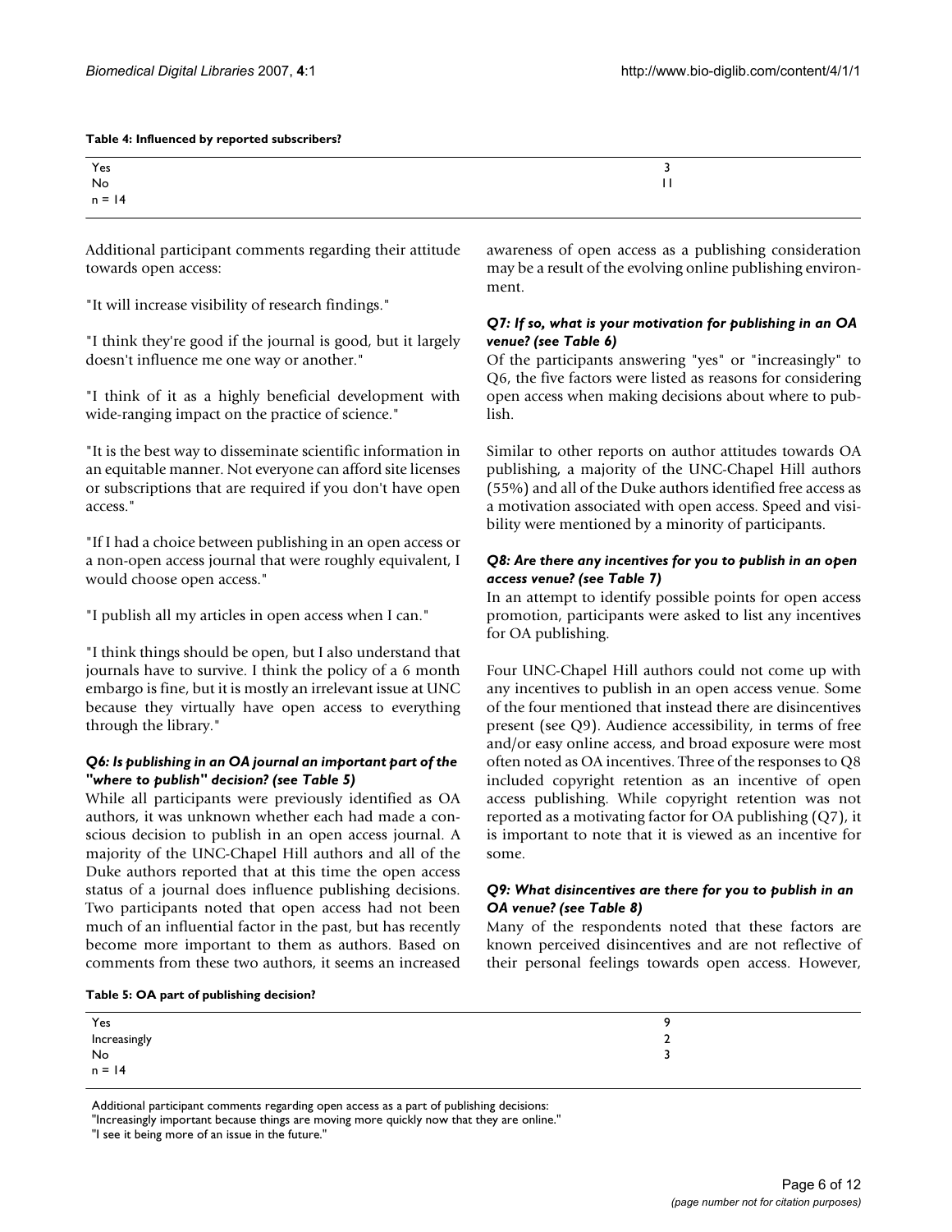**Table 4: Influenced by reported subscribers?**

| | |
|---|---|
| Yes | 3 |
| No | 11 |
| n = 14 | |

Additional participant comments regarding their attitude towards open access:

"It will increase visibility of research findings."

"I think they're good if the journal is good, but it largely doesn't influence me one way or another."

"I think of it as a highly beneficial development with wide-ranging impact on the practice of science."

"It is the best way to disseminate scientific information in an equitable manner. Not everyone can afford site licenses or subscriptions that are required if you don't have open access."

"If I had a choice between publishing in an open access or a non-open access journal that were roughly equivalent, I would choose open access."

"I publish all my articles in open access when I can."

"I think things should be open, but I also understand that journals have to survive. I think the policy of a 6 month embargo is fine, but it is mostly an irrelevant issue at UNC because they virtually have open access to everything through the library."

#### *Q6: Is publishing in an OA journal an important part of the "where to publish" decision? (see Table 5)*

While all participants were previously identified as OA authors, it was unknown whether each had made a conscious decision to publish in an open access journal. A majority of the UNC-Chapel Hill authors and all of the Duke authors reported that at this time the open access status of a journal does influence publishing decisions. Two participants noted that open access had not been much of an influential factor in the past, but has recently become more important to them as authors. Based on comments from these two authors, it seems an increased awareness of open access as a publishing consideration may be a result of the evolving online publishing environment.

#### *Q7: If so, what is your motivation for publishing in an OA venue? (see Table 6)*

Of the participants answering "yes" or "increasingly" to Q6, the five factors were listed as reasons for considering open access when making decisions about where to publish.

Similar to other reports on author attitudes towards OA publishing, a majority of the UNC-Chapel Hill authors (55%) and all of the Duke authors identified free access as a motivation associated with open access. Speed and visibility were mentioned by a minority of participants.

#### *Q8: Are there any incentives for you to publish in an open access venue? (see Table 7)*

In an attempt to identify possible points for open access promotion, participants were asked to list any incentives for OA publishing.

Four UNC-Chapel Hill authors could not come up with any incentives to publish in an open access venue. Some of the four mentioned that instead there are disincentives present (see Q9). Audience accessibility, in terms of free and/or easy online access, and broad exposure were most often noted as OA incentives. Three of the responses to Q8 included copyright retention as an incentive of open access publishing. While copyright retention was not reported as a motivating factor for OA publishing (Q7), it is important to note that it is viewed as an incentive for some.

#### *Q9: What disincentives are there for you to publish in an OA venue? (see Table 8)*

Many of the respondents noted that these factors are known perceived disincentives and are not reflective of their personal feelings towards open access. However,

**Table 5: OA part of publishing decision?**

| | |
|---|---|
| Yes | 9 |
| Increasingly | 2 |
| No | 3 |
| n = 14 | |

Additional participant comments regarding open access as a part of publishing decisions:
"Increasingly important because things are moving more quickly now that they are online."
"I see it being more of an issue in the future."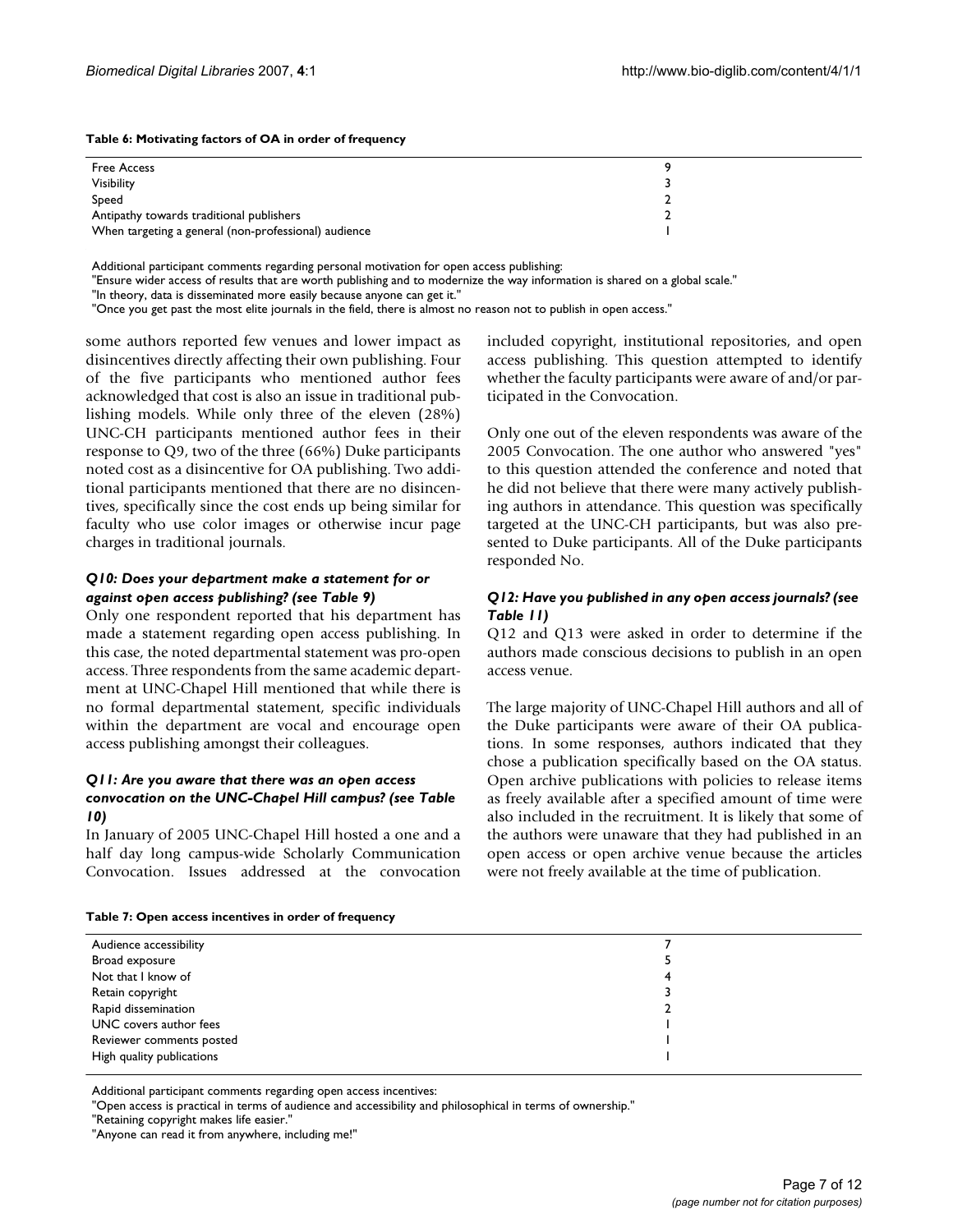**Table 6: Motivating factors of OA in order of frequency**

| | |
|---|---|
| Free Access | 9 |
| Visibility | 3 |
| Speed | 2 |
| Antipathy towards traditional publishers | 2 |
| When targeting a general (non-professional) audience | 1 |

Additional participant comments regarding personal motivation for open access publishing:
"Ensure wider access of results that are worth publishing and to modernize the way information is shared on a global scale."
"In theory, data is disseminated more easily because anyone can get it."
"Once you get past the most elite journals in the field, there is almost no reason not to publish in open access."

some authors reported few venues and lower impact as disincentives directly affecting their own publishing. Four of the five participants who mentioned author fees acknowledged that cost is also an issue in traditional publishing models. While only three of the eleven (28%) UNC-CH participants mentioned author fees in their response to Q9, two of the three (66%) Duke participants noted cost as a disincentive for OA publishing. Two additional participants mentioned that there are no disincentives, specifically since the cost ends up being similar for faculty who use color images or otherwise incur page charges in traditional journals.

### *Q10: Does your department make a statement for or against open access publishing? (see Table 9)*

Only one respondent reported that his department has made a statement regarding open access publishing. In this case, the noted departmental statement was pro-open access. Three respondents from the same academic department at UNC-Chapel Hill mentioned that while there is no formal departmental statement, specific individuals within the department are vocal and encourage open access publishing amongst their colleagues.

### *Q11: Are you aware that there was an open access convocation on the UNC-Chapel Hill campus? (see Table 10)*

In January of 2005 UNC-Chapel Hill hosted a one and a half day long campus-wide Scholarly Communication Convocation. Issues addressed at the convocation included copyright, institutional repositories, and open access publishing. This question attempted to identify whether the faculty participants were aware of and/or participated in the Convocation.

Only one out of the eleven respondents was aware of the 2005 Convocation. The one author who answered "yes" to this question attended the conference and noted that he did not believe that there were many actively publishing authors in attendance. This question was specifically targeted at the UNC-CH participants, but was also presented to Duke participants. All of the Duke participants responded No.

### *Q12: Have you published in any open access journals? (see Table 11)*

Q12 and Q13 were asked in order to determine if the authors made conscious decisions to publish in an open access venue.

The large majority of UNC-Chapel Hill authors and all of the Duke participants were aware of their OA publications. In some responses, authors indicated that they chose a publication specifically based on the OA status. Open archive publications with policies to release items as freely available after a specified amount of time were also included in the recruitment. It is likely that some of the authors were unaware that they had published in an open access or open archive venue because the articles were not freely available at the time of publication.

**Table 7: Open access incentives in order of frequency**

| | |
|---|---|
| Audience accessibility | 7 |
| Broad exposure | 5 |
| Not that I know of | 4 |
| Retain copyright | 3 |
| Rapid dissemination | 2 |
| UNC covers author fees | 1 |
| Reviewer comments posted | 1 |
| High quality publications | 1 |

Additional participant comments regarding open access incentives:
"Open access is practical in terms of audience and accessibility and philosophical in terms of ownership."
"Retaining copyright makes life easier."
"Anyone can read it from anywhere, including me!"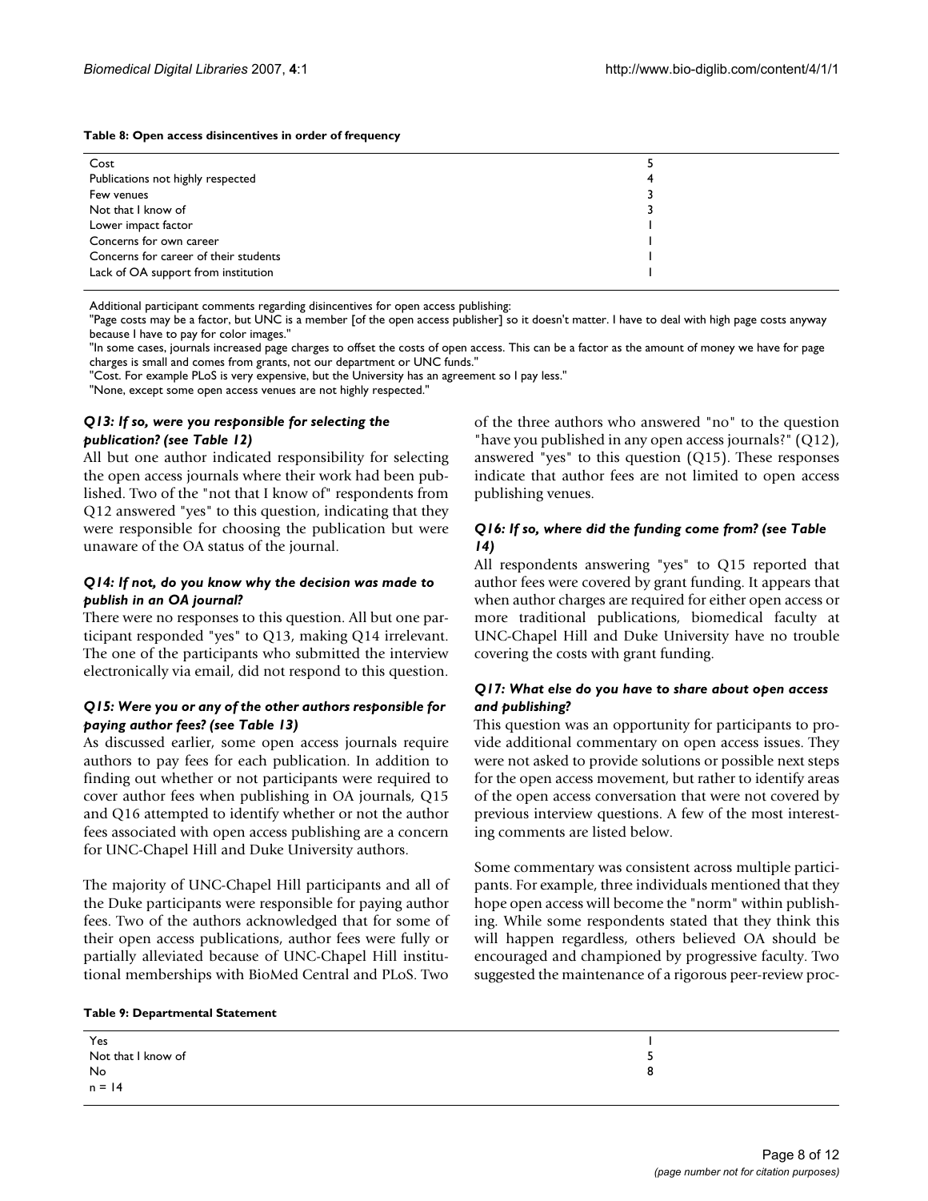**Table 8: Open access disincentives in order of frequency**

| | |
|---|---|
| Cost | 5 |
| Publications not highly respected | 4 |
| Few venues | 3 |
| Not that I know of | 3 |
| Lower impact factor | 1 |
| Concerns for own career | 1 |
| Concerns for career of their students | 1 |
| Lack of OA support from institution | 1 |

Additional participant comments regarding disincentives for open access publishing:

"Page costs may be a factor, but UNC is a member [of the open access publisher] so it doesn't matter. I have to deal with high page costs anyway because I have to pay for color images."

"In some cases, journals increased page charges to offset the costs of open access. This can be a factor as the amount of money we have for page charges is small and comes from grants, not our department or UNC funds."

"Cost. For example PLoS is very expensive, but the University has an agreement so I pay less."

"None, except some open access venues are not highly respected."

### *Q13: If so, were you responsible for selecting the publication? (see Table 12)*

All but one author indicated responsibility for selecting the open access journals where their work had been published. Two of the "not that I know of" respondents from Q12 answered "yes" to this question, indicating that they were responsible for choosing the publication but were unaware of the OA status of the journal.

### *Q14: If not, do you know why the decision was made to publish in an OA journal?*

There were no responses to this question. All but one participant responded "yes" to Q13, making Q14 irrelevant. The one of the participants who submitted the interview electronically via email, did not respond to this question.

### *Q15: Were you or any of the other authors responsible for paying author fees? (see Table 13)*

As discussed earlier, some open access journals require authors to pay fees for each publication. In addition to finding out whether or not participants were required to cover author fees when publishing in OA journals, Q15 and Q16 attempted to identify whether or not the author fees associated with open access publishing are a concern for UNC-Chapel Hill and Duke University authors.

The majority of UNC-Chapel Hill participants and all of the Duke participants were responsible for paying author fees. Two of the authors acknowledged that for some of their open access publications, author fees were fully or partially alleviated because of UNC-Chapel Hill institutional memberships with BioMed Central and PLoS. Two of the three authors who answered "no" to the question "have you published in any open access journals?" (Q12), answered "yes" to this question (Q15). These responses indicate that author fees are not limited to open access publishing venues.

### *Q16: If so, where did the funding come from? (see Table 14)*

All respondents answering "yes" to Q15 reported that author fees were covered by grant funding. It appears that when author charges are required for either open access or more traditional publications, biomedical faculty at UNC-Chapel Hill and Duke University have no trouble covering the costs with grant funding.

### *Q17: What else do you have to share about open access and publishing?*

This question was an opportunity for participants to provide additional commentary on open access issues. They were not asked to provide solutions or possible next steps for the open access movement, but rather to identify areas of the open access conversation that were not covered by previous interview questions. A few of the most interesting comments are listed below.

Some commentary was consistent across multiple participants. For example, three individuals mentioned that they hope open access will become the "norm" within publishing. While some respondents stated that they think this will happen regardless, others believed OA should be encouraged and championed by progressive faculty. Two suggested the maintenance of a rigorous peer-review proc-

**Table 9: Departmental Statement**

| | |
|---|---|
| Yes | 1 |
| Not that I know of | 5 |
| No | 8 |
| n = 14 | |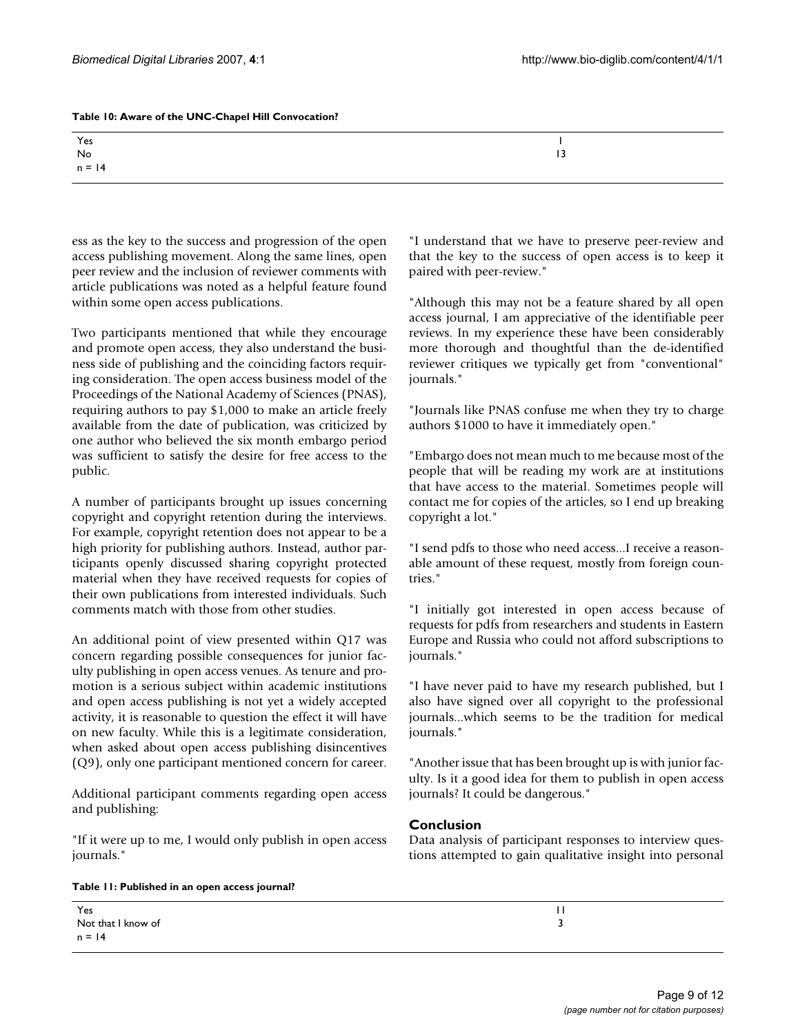**Table 10: Aware of the UNC-Chapel Hill Convocation?**

| | |
|---|---|
| Yes | 1 |
| No | 13 |
| n = 14 | |

ess as the key to the success and progression of the open access publishing movement. Along the same lines, open peer review and the inclusion of reviewer comments with article publications was noted as a helpful feature found within some open access publications.

Two participants mentioned that while they encourage and promote open access, they also understand the business side of publishing and the coinciding factors requiring consideration. The open access business model of the Proceedings of the National Academy of Sciences (PNAS), requiring authors to pay $1,000 to make an article freely available from the date of publication, was criticized by one author who believed the six month embargo period was sufficient to satisfy the desire for free access to the public.

A number of participants brought up issues concerning copyright and copyright retention during the interviews. For example, copyright retention does not appear to be a high priority for publishing authors. Instead, author participants openly discussed sharing copyright protected material when they have received requests for copies of their own publications from interested individuals. Such comments match with those from other studies.

An additional point of view presented within Q17 was concern regarding possible consequences for junior faculty publishing in open access venues. As tenure and promotion is a serious subject within academic institutions and open access publishing is not yet a widely accepted activity, it is reasonable to question the effect it will have on new faculty. While this is a legitimate consideration, when asked about open access publishing disincentives (Q9), only one participant mentioned concern for career.

Additional participant comments regarding open access and publishing:

"If it were up to me, I would only publish in open access journals."

"I understand that we have to preserve peer-review and that the key to the success of open access is to keep it paired with peer-review."

"Although this may not be a feature shared by all open access journal, I am appreciative of the identifiable peer reviews. In my experience these have been considerably more thorough and thoughtful than the de-identified reviewer critiques we typically get from "conventional" journals."

"Journals like PNAS confuse me when they try to charge authors $1000 to have it immediately open."

"Embargo does not mean much to me because most of the people that will be reading my work are at institutions that have access to the material. Sometimes people will contact me for copies of the articles, so I end up breaking copyright a lot."

"I send pdfs to those who need access...I receive a reasonable amount of these request, mostly from foreign countries."

"I initially got interested in open access because of requests for pdfs from researchers and students in Eastern Europe and Russia who could not afford subscriptions to journals."

"I have never paid to have my research published, but I also have signed over all copyright to the professional journals...which seems to be the tradition for medical journals."

"Another issue that has been brought up is with junior faculty. Is it a good idea for them to publish in open access journals? It could be dangerous."

## Conclusion

Data analysis of participant responses to interview questions attempted to gain qualitative insight into personal

**Table 11: Published in an open access journal?**

| | |
|---|---|
| Yes | 11 |
| Not that I know of | 3 |
| n = 14 | |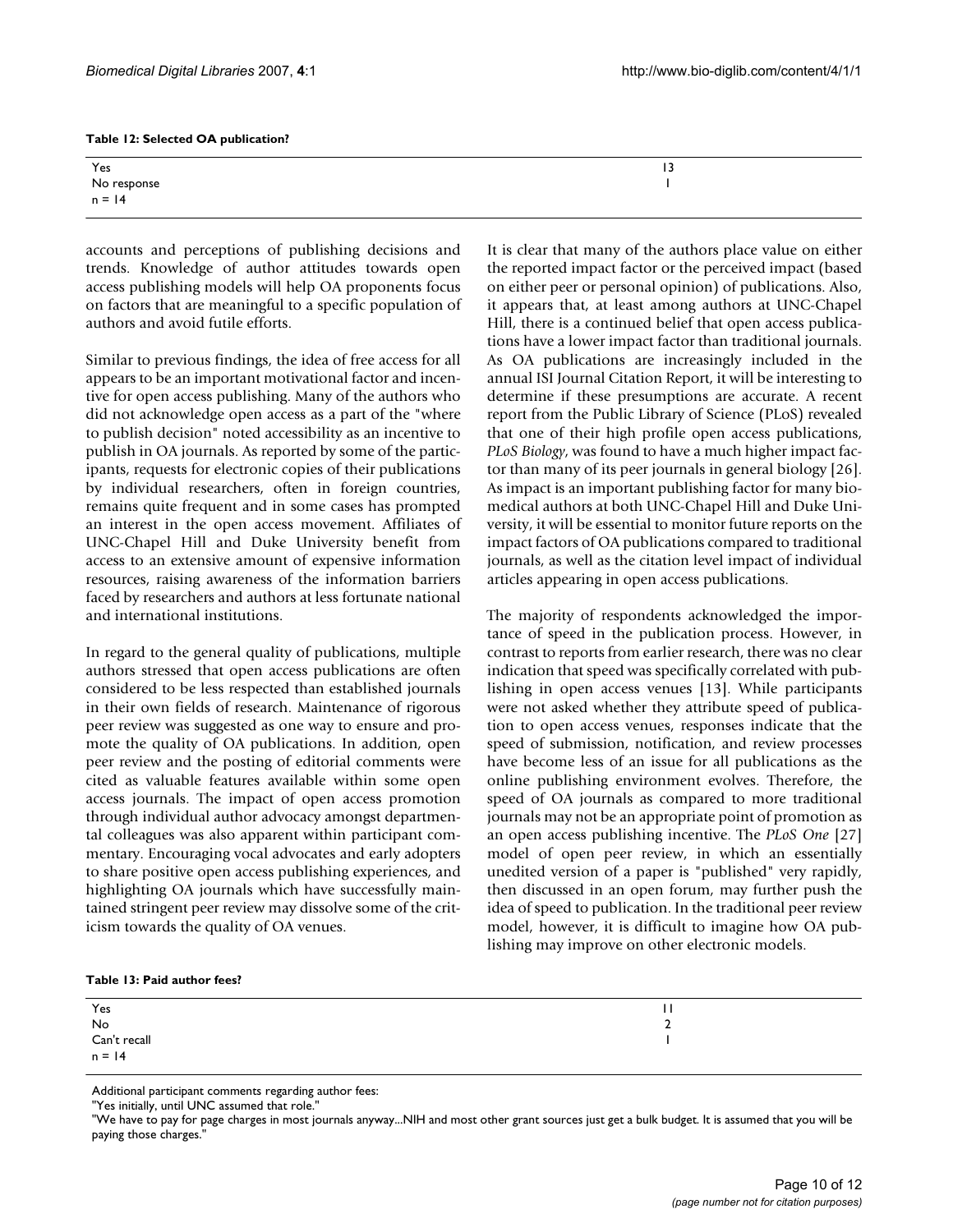**Table 12: Selected OA publication?**

| | |
|---|---|
| Yes | 13 |
| No response | 1 |
| n = 14 | |

accounts and perceptions of publishing decisions and trends. Knowledge of author attitudes towards open access publishing models will help OA proponents focus on factors that are meaningful to a specific population of authors and avoid futile efforts.

Similar to previous findings, the idea of free access for all appears to be an important motivational factor and incentive for open access publishing. Many of the authors who did not acknowledge open access as a part of the "where to publish decision" noted accessibility as an incentive to publish in OA journals. As reported by some of the participants, requests for electronic copies of their publications by individual researchers, often in foreign countries, remains quite frequent and in some cases has prompted an interest in the open access movement. Affiliates of UNC-Chapel Hill and Duke University benefit from access to an extensive amount of expensive information resources, raising awareness of the information barriers faced by researchers and authors at less fortunate national and international institutions.

In regard to the general quality of publications, multiple authors stressed that open access publications are often considered to be less respected than established journals in their own fields of research. Maintenance of rigorous peer review was suggested as one way to ensure and promote the quality of OA publications. In addition, open peer review and the posting of editorial comments were cited as valuable features available within some open access journals. The impact of open access promotion through individual author advocacy amongst departmental colleagues was also apparent within participant commentary. Encouraging vocal advocates and early adopters to share positive open access publishing experiences, and highlighting OA journals which have successfully maintained stringent peer review may dissolve some of the criticism towards the quality of OA venues.

It is clear that many of the authors place value on either the reported impact factor or the perceived impact (based on either peer or personal opinion) of publications. Also, it appears that, at least among authors at UNC-Chapel Hill, there is a continued belief that open access publications have a lower impact factor than traditional journals. As OA publications are increasingly included in the annual ISI Journal Citation Report, it will be interesting to determine if these presumptions are accurate. A recent report from the Public Library of Science (PLoS) revealed that one of their high profile open access publications, *PLoS Biology*, was found to have a much higher impact factor than many of its peer journals in general biology [26]. As impact is an important publishing factor for many biomedical authors at both UNC-Chapel Hill and Duke University, it will be essential to monitor future reports on the impact factors of OA publications compared to traditional journals, as well as the citation level impact of individual articles appearing in open access publications.

The majority of respondents acknowledged the importance of speed in the publication process. However, in contrast to reports from earlier research, there was no clear indication that speed was specifically correlated with publishing in open access venues [13]. While participants were not asked whether they attribute speed of publication to open access venues, responses indicate that the speed of submission, notification, and review processes have become less of an issue for all publications as the online publishing environment evolves. Therefore, the speed of OA journals as compared to more traditional journals may not be an appropriate point of promotion as an open access publishing incentive. The *PLoS One* [27] model of open peer review, in which an essentially unedited version of a paper is "published" very rapidly, then discussed in an open forum, may further push the idea of speed to publication. In the traditional peer review model, however, it is difficult to imagine how OA publishing may improve on other electronic models.

**Table 13: Paid author fees?**

| | |
|---|---|
| Yes | 11 |
| No | 2 |
| Can't recall | 1 |
| n = 14 | |

Additional participant comments regarding author fees:

"Yes initially, until UNC assumed that role."

"We have to pay for page charges in most journals anyway...NIH and most other grant sources just get a bulk budget. It is assumed that you will be paying those charges."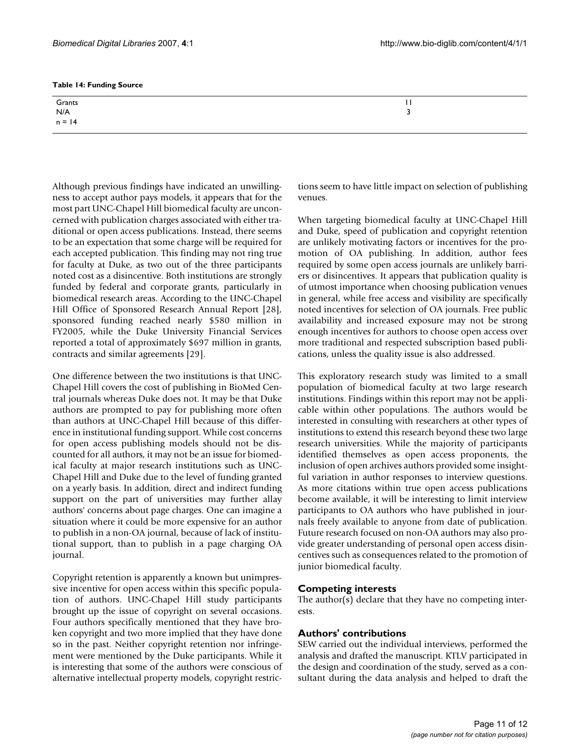**Table 14: Funding Source**

| | |
|---|---|
| Grants | 11 |
| N/A | 3 |
| n = 14 | |

Although previous findings have indicated an unwillingness to accept author pays models, it appears that for the most part UNC-Chapel Hill biomedical faculty are unconcerned with publication charges associated with either traditional or open access publications. Instead, there seems to be an expectation that some charge will be required for each accepted publication. This finding may not ring true for faculty at Duke, as two out of the three participants noted cost as a disincentive. Both institutions are strongly funded by federal and corporate grants, particularly in biomedical research areas. According to the UNC-Chapel Hill Office of Sponsored Research Annual Report [28], sponsored funding reached nearly $580 million in FY2005, while the Duke University Financial Services reported a total of approximately $697 million in grants, contracts and similar agreements [29].

One difference between the two institutions is that UNC-Chapel Hill covers the cost of publishing in BioMed Central journals whereas Duke does not. It may be that Duke authors are prompted to pay for publishing more often than authors at UNC-Chapel Hill because of this difference in institutional funding support. While cost concerns for open access publishing models should not be discounted for all authors, it may not be an issue for biomedical faculty at major research institutions such as UNC-Chapel Hill and Duke due to the level of funding granted on a yearly basis. In addition, direct and indirect funding support on the part of universities may further allay authors' concerns about page charges. One can imagine a situation where it could be more expensive for an author to publish in a non-OA journal, because of lack of institutional support, than to publish in a page charging OA journal.

Copyright retention is apparently a known but unimpressive incentive for open access within this specific population of authors. UNC-Chapel Hill study participants brought up the issue of copyright on several occasions. Four authors specifically mentioned that they have broken copyright and two more implied that they have done so in the past. Neither copyright retention nor infringement were mentioned by the Duke participants. While it is interesting that some of the authors were conscious of alternative intellectual property models, copyright restrictions seem to have little impact on selection of publishing venues.

When targeting biomedical faculty at UNC-Chapel Hill and Duke, speed of publication and copyright retention are unlikely motivating factors or incentives for the promotion of OA publishing. In addition, author fees required by some open access journals are unlikely barriers or disincentives. It appears that publication quality is of utmost importance when choosing publication venues in general, while free access and visibility are specifically noted incentives for selection of OA journals. Free public availability and increased exposure may not be strong enough incentives for authors to choose open access over more traditional and respected subscription based publications, unless the quality issue is also addressed.

This exploratory research study was limited to a small population of biomedical faculty at two large research institutions. Findings within this report may not be applicable within other populations. The authors would be interested in consulting with researchers at other types of institutions to extend this research beyond these two large research universities. While the majority of participants identified themselves as open access proponents, the inclusion of open archives authors provided some insightful variation in author responses to interview questions. As more citations within true open access publications become available, it will be interesting to limit interview participants to OA authors who have published in journals freely available to anyone from date of publication. Future research focused on non-OA authors may also provide greater understanding of personal open access disincentives such as consequences related to the promotion of junior biomedical faculty.

## Competing interests

The author(s) declare that they have no competing interests.

## Authors' contributions

SEW carried out the individual interviews, performed the analysis and drafted the manuscript. KTLV participated in the design and coordination of the study, served as a consultant during the data analysis and helped to draft the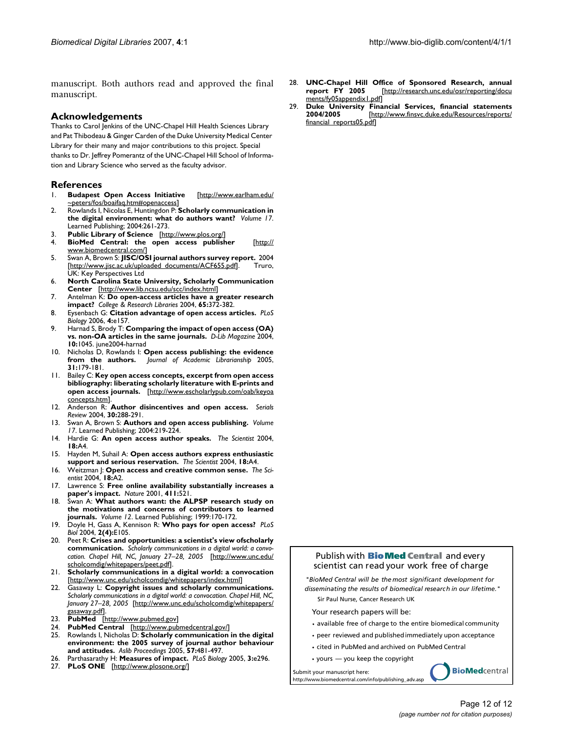manuscript. Both authors read and approved the final manuscript.

## Acknowledgements

Thanks to Carol Jenkins of the UNC-Chapel Hill Health Sciences Library and Pat Thibodeau & Ginger Carden of the Duke University Medical Center Library for their many and major contributions to this project. Special thanks to Dr. Jeffrey Pomerantz of the UNC-Chapel Hill School of Information and Library Science who served as the faculty advisor.

## References

1. **Budapest Open Access Initiative** [http://www.earlham.edu/~peters/fos/boaifaq.htm#openaccess]
2. Rowlands I, Nicolas E, Huntingdon P: **Scholarly communication in the digital environment: what do authors want?** *Volume 17*. Learned Publishing; 2004:261-273.
3. **Public Library of Science** [http://www.plos.org/]
4. **BioMed Central: the open access publisher** [http://www.biomedcentral.com/]
5. Swan A, Brown S: **JISC/OSI journal authors survey report.** 2004 [http://www.jisc.ac.uk/uploaded_documents/ACF655.pdf]. Truro, UK: Key Perspectives Ltd
6. **North Carolina State University, Scholarly Communication Center** [http://www.lib.ncsu.edu/scc/index.html]
7. Antelman K: **Do open-access articles have a greater research impact?** *College & Research Libraries* 2004, **65:**372-382.
8. Eysenbach G: **Citation advantage of open access articles.** *PLoS Biology* 2006, **4:**e157.
9. Harnad S, Brody T: **Comparing the impact of open access (OA) vs. non-OA articles in the same journals.** *D-Lib Magazine* 2004, **10:**1045. june2004-harnad
10. Nicholas D, Rowlands I: **Open access publishing: the evidence from the authors.** *Journal of Academic Librarianship* 2005, **31:**179-181.
11. Bailey C: **Key open access concepts, excerpt from open access bibliography: liberating scholarly literature with E-prints and open access journals.** [http://www.escholarlypub.com/oab/keyoaconcepts.htm].
12. Anderson R: **Author disincentives and open access.** *Serials Review* 2004, **30:**288-291.
13. Swan A, Brown S: **Authors and open access publishing.** *Volume 17*. Learned Publishing; 2004:219-224.
14. Hardie G: **An open access author speaks.** *The Scientist* 2004, **18:**A4.
15. Hayden M, Suhail A: **Open access authors express enthusiastic support and serious reservation.** *The Scientist* 2004, **18:**A4.
16. Weitzman J: **Open access and creative common sense.** *The Scientist* 2004, **18:**A2.
17. Lawrence S: **Free online availability substantially increases a paper's impact.** *Nature* 2001, **411:**521.
18. Swan A: **What authors want: the ALPSP research study on the motivations and concerns of contributors to learned journals.** *Volume 12*. Learned Publishing; 1999:170-172.
19. Doyle H, Gass A, Kennison R: **Who pays for open access?** *PLoS Biol* 2004, **2(4):**E105.
20. Peet R: **Crises and opportunities: a scientist's view ofscholarly communication.** *Scholarly communications in a digital world: a convocation. Chapel Hill, NC, January 27–28, 2005* [http://www.unc.edu/scholcomdig/whitepapers/peet.pdf].
21. **Scholarly communications in a digital world: a convocation** [http://www.unc.edu/scholcomdig/whitepapers/index.html]
22. Gasaway L: **Copyright issues and scholarly communications.** *Scholarly communications in a digital world: a convocation. Chapel Hill, NC, January 27–28, 2005* [http://www.unc.edu/scholcomdig/whitepapers/gasaway.pdf].
23. **PubMed** [http://www.pubmed.gov]
24. **PubMed Central** [http://www.pubmedcentral.gov/]
25. Rowlands I, Nicholas D: **Scholarly communication in the digital environment: the 2005 survey of journal author behaviour and attitudes.** *Aslib Proceedings* 2005, **57:**481-497.
26. Parthasarathy H: **Measures of impact.** *PLoS Biology* 2005, **3:**e296.
27. **PLoS ONE** [http://www.plosone.org/]
28. **UNC-Chapel Hill Office of Sponsored Research, annual report FY 2005** [http://research.unc.edu/osr/reporting/documents/fy05appendix1.pdf]
29. **Duke University Financial Services, financial statements 2004/2005** [http://www.finsvc.duke.edu/Resources/reports/financial_reports05.pdf]

Publish with **BioMed Central** and every scientist can read your work free of charge

*"BioMed Central will be the most significant development for disseminating the results of biomedical research in our lifetime."*

Sir Paul Nurse, Cancer Research UK

Your research papers will be:

- available free of charge to the entire biomedical community
- peer reviewed and published immediately upon acceptance
- cited in PubMed and archived on PubMed Central
- yours — you keep the copyright

Submit your manuscript here:
http://www.biomedcentral.com/info/publishing_adv.asp

BioMedcentral